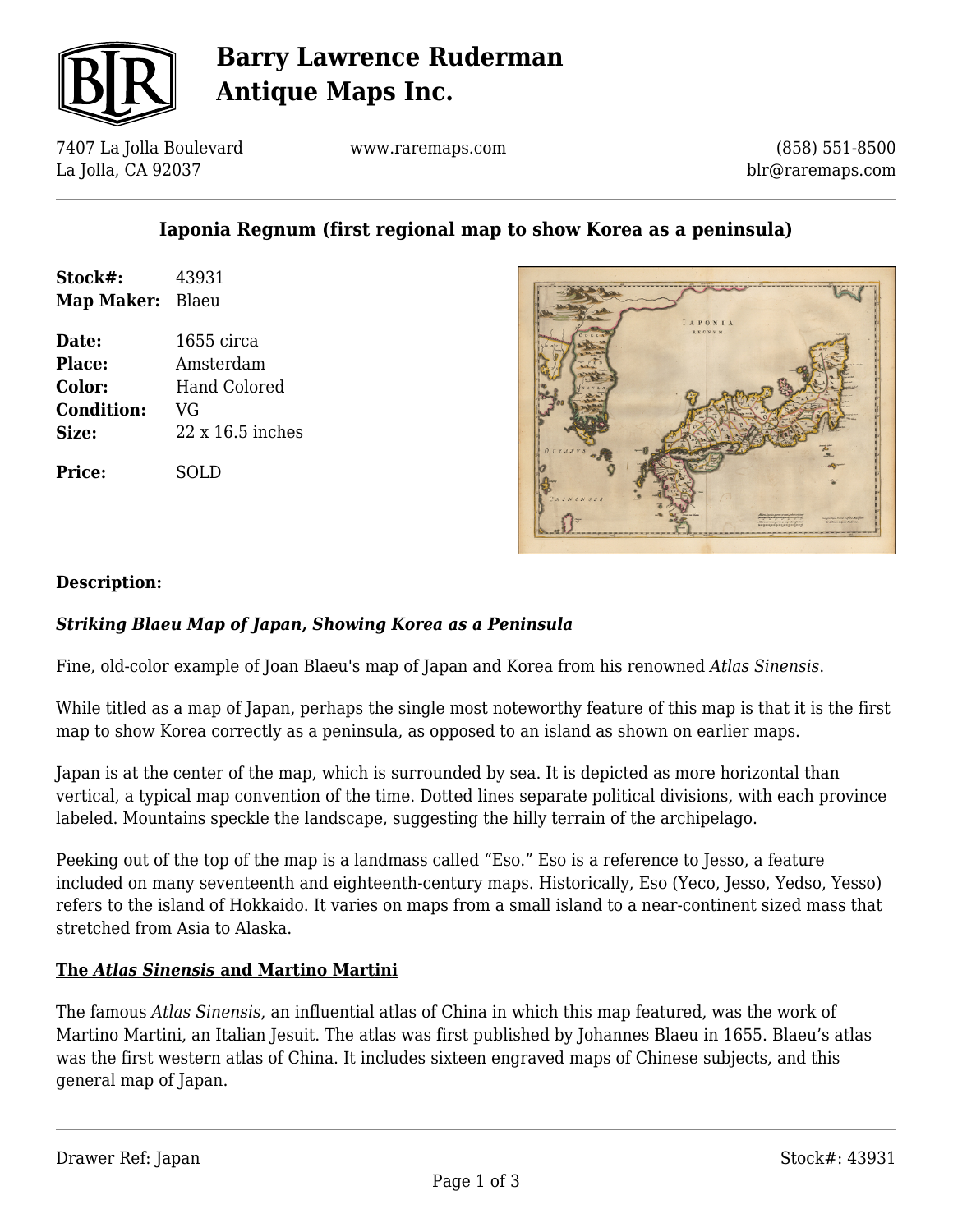# Barry Lawrence Ruderman Antique Maps Inc.

7407 La Jolla Boulevard
La Jolla, CA 92037

www.raremaps.com

(858) 551-8500
blr@raremaps.com

## Iaponia Regnum (first regional map to show Korea as a peninsula)

**Stock#:** 43931
**Map Maker:** Blaeu

**Date:** 1655 circa
**Place:** Amsterdam
**Color:** Hand Colored
**Condition:** VG
**Size:** 22 x 16.5 inches

**Price:** SOLD

### Description:

***Striking Blaeu Map of Japan, Showing Korea as a Peninsula***

Fine, old-color example of Joan Blaeu's map of Japan and Korea from his renowned *Atlas Sinensis*.

While titled as a map of Japan, perhaps the single most noteworthy feature of this map is that it is the first map to show Korea correctly as a peninsula, as opposed to an island as shown on earlier maps.

Japan is at the center of the map, which is surrounded by sea. It is depicted as more horizontal than vertical, a typical map convention of the time. Dotted lines separate political divisions, with each province labeled. Mountains speckle the landscape, suggesting the hilly terrain of the archipelago.

Peeking out of the top of the map is a landmass called "Eso." Eso is a reference to Jesso, a feature included on many seventeenth and eighteenth-century maps. Historically, Eso (Yeco, Jesso, Yedso, Yesso) refers to the island of Hokkaido. It varies on maps from a small island to a near-continent sized mass that stretched from Asia to Alaska.

**The *Atlas Sinensis* and Martino Martini**

The famous *Atlas Sinensis*, an influential atlas of China in which this map featured, was the work of Martino Martini, an Italian Jesuit. The atlas was first published by Johannes Blaeu in 1655. Blaeu's atlas was the first western atlas of China. It includes sixteen engraved maps of Chinese subjects, and this general map of Japan.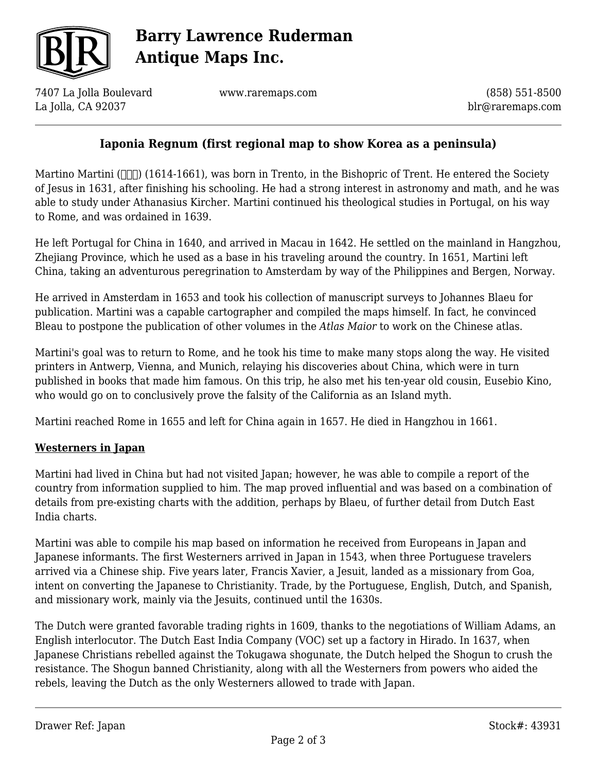## Iaponia Regnum (first regional map to show Korea as a peninsula)

Martino Martini (□□□) (1614-1661), was born in Trento, in the Bishopric of Trent. He entered the Society of Jesus in 1631, after finishing his schooling. He had a strong interest in astronomy and math, and he was able to study under Athanasius Kircher. Martini continued his theological studies in Portugal, on his way to Rome, and was ordained in 1639.

He left Portugal for China in 1640, and arrived in Macau in 1642. He settled on the mainland in Hangzhou, Zhejiang Province, which he used as a base in his traveling around the country. In 1651, Martini left China, taking an adventurous peregrination to Amsterdam by way of the Philippines and Bergen, Norway.

He arrived in Amsterdam in 1653 and took his collection of manuscript surveys to Johannes Blaeu for publication. Martini was a capable cartographer and compiled the maps himself. In fact, he convinced Bleau to postpone the publication of other volumes in the *Atlas Maior* to work on the Chinese atlas.

Martini's goal was to return to Rome, and he took his time to make many stops along the way. He visited printers in Antwerp, Vienna, and Munich, relaying his discoveries about China, which were in turn published in books that made him famous. On this trip, he also met his ten-year old cousin, Eusebio Kino, who would go on to conclusively prove the falsity of the California as an Island myth.

Martini reached Rome in 1655 and left for China again in 1657. He died in Hangzhou in 1661.

### Westerners in Japan

Martini had lived in China but had not visited Japan; however, he was able to compile a report of the country from information supplied to him. The map proved influential and was based on a combination of details from pre-existing charts with the addition, perhaps by Blaeu, of further detail from Dutch East India charts.

Martini was able to compile his map based on information he received from Europeans in Japan and Japanese informants. The first Westerners arrived in Japan in 1543, when three Portuguese travelers arrived via a Chinese ship. Five years later, Francis Xavier, a Jesuit, landed as a missionary from Goa, intent on converting the Japanese to Christianity. Trade, by the Portuguese, English, Dutch, and Spanish, and missionary work, mainly via the Jesuits, continued until the 1630s.

The Dutch were granted favorable trading rights in 1609, thanks to the negotiations of William Adams, an English interlocutor. The Dutch East India Company (VOC) set up a factory in Hirado. In 1637, when Japanese Christians rebelled against the Tokugawa shogunate, the Dutch helped the Shogun to crush the resistance. The Shogun banned Christianity, along with all the Westerners from powers who aided the rebels, leaving the Dutch as the only Westerners allowed to trade with Japan.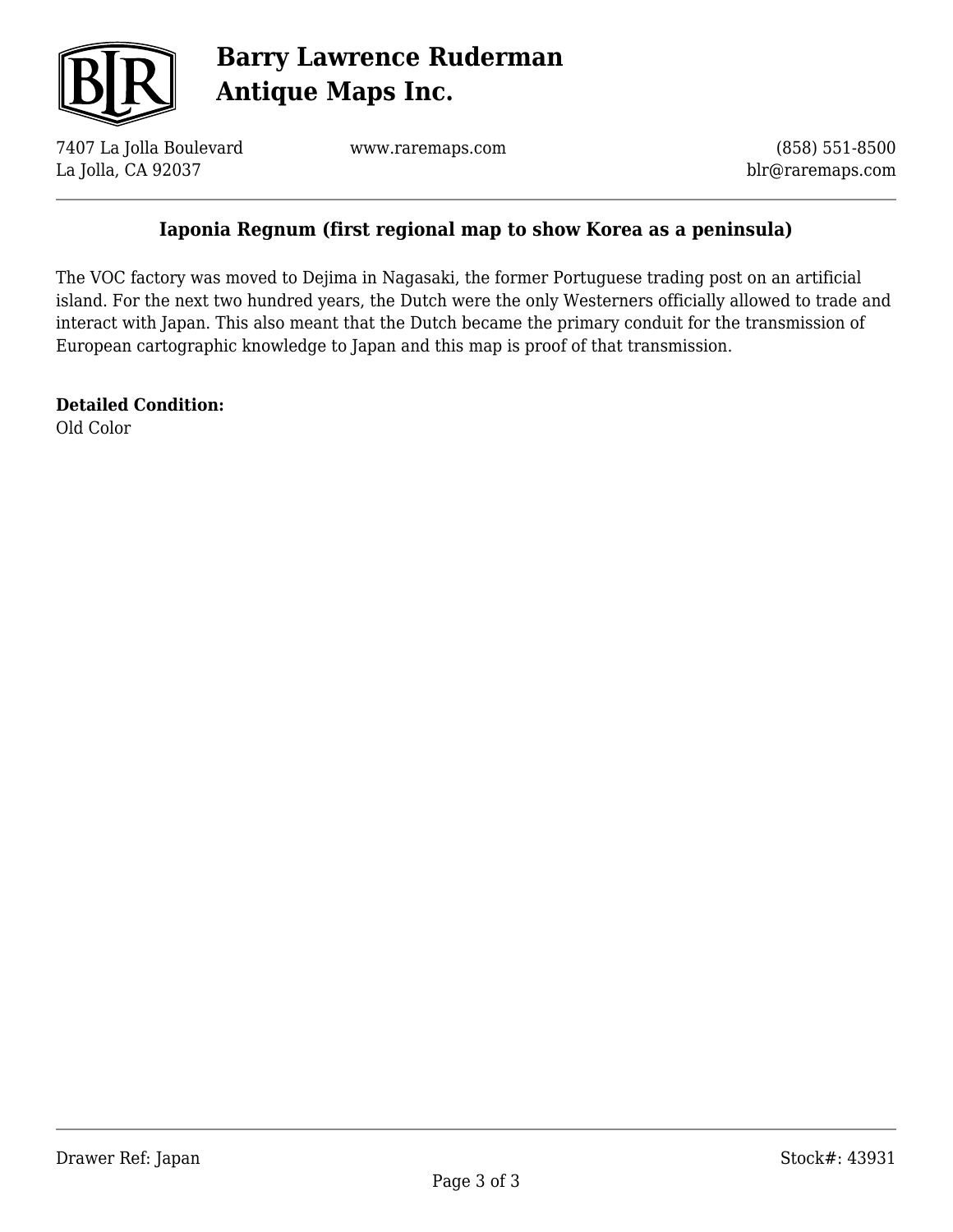## Iaponia Regnum (first regional map to show Korea as a peninsula)

The VOC factory was moved to Dejima in Nagasaki, the former Portuguese trading post on an artificial island. For the next two hundred years, the Dutch were the only Westerners officially allowed to trade and interact with Japan. This also meant that the Dutch became the primary conduit for the transmission of European cartographic knowledge to Japan and this map is proof of that transmission.

**Detailed Condition:**
Old Color